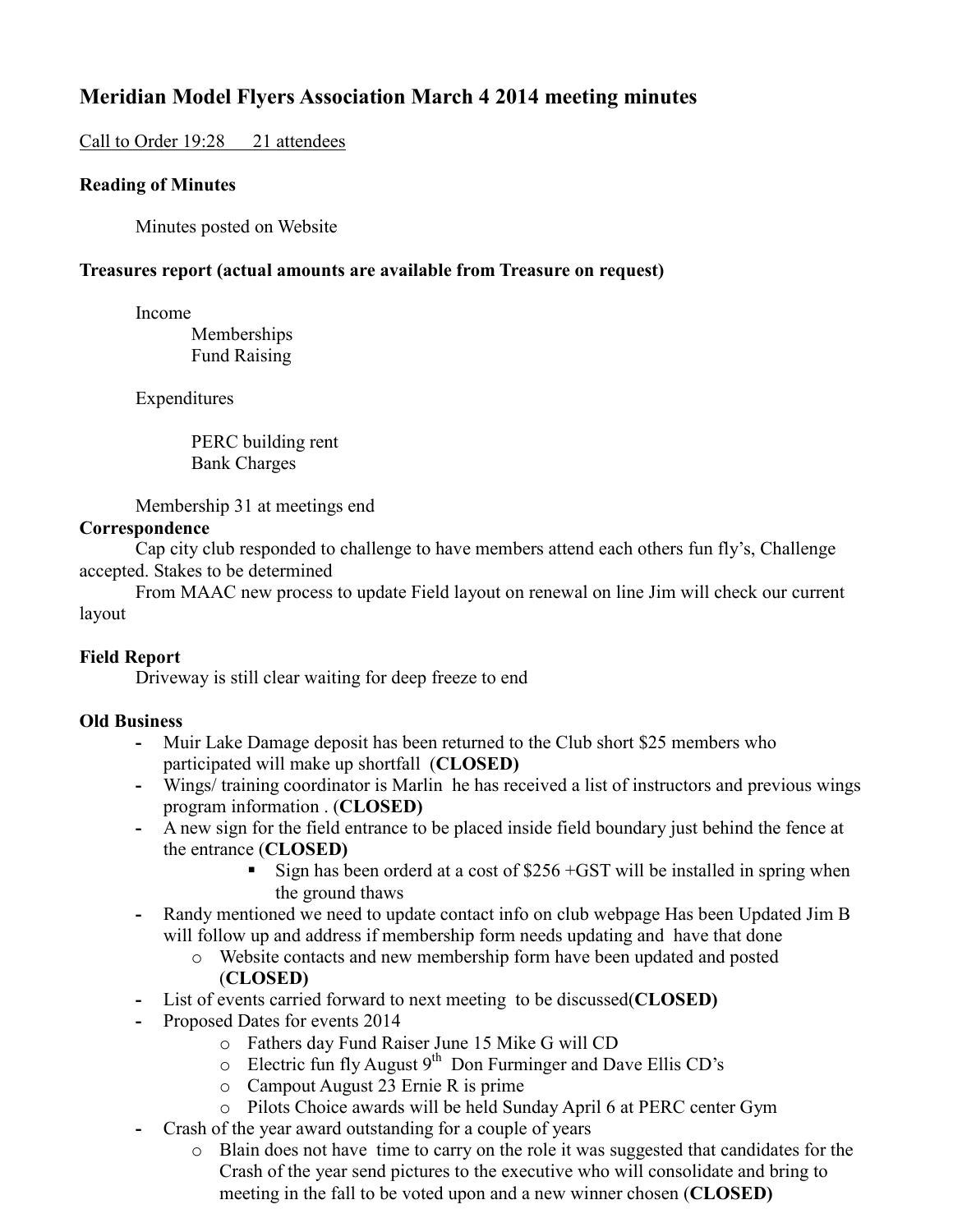# Meridian Model Flyers Association March 4 2014 meeting minutes

Call to Order 19:28 21 attendees

**Reading of Minutes**

Minutes posted on Website

**Treasures report (actual amounts are available from Treasure on request)**

Income
- Memberships
- Fund Raising

Expenditures
- PERC building rent
- Bank Charges

Membership 31 at meetings end

**Correspondence**

Cap city club responded to challenge to have members attend each others fun fly's, Challenge accepted. Stakes to be determined

From MAAC new process to update Field layout on renewal on line Jim will check our current layout

**Field Report**

Driveway is still clear waiting for deep freeze to end

**Old Business**

- Muir Lake Damage deposit has been returned to the Club short $25 members who participated will make up shortfall (**CLOSED)**
- Wings/ training coordinator is Marlin he has received a list of instructors and previous wings program information . (**CLOSED)**
- A new sign for the field entrance to be placed inside field boundary just behind the fence at the entrance (**CLOSED)**
  - Sign has been orderd at a cost of $256 +GST will be installed in spring when the ground thaws
- Randy mentioned we need to update contact info on club webpage Has been Updated Jim B will follow up and address if membership form needs updating and have that done
  - Website contacts and new membership form have been updated and posted (**CLOSED)**
- List of events carried forward to next meeting to be discussed(**CLOSED)**
- Proposed Dates for events 2014
  - Fathers day Fund Raiser June 15 Mike G will CD
  - Electric fun fly August 9th Don Furminger and Dave Ellis CD's
  - Campout August 23 Ernie R is prime
  - Pilots Choice awards will be held Sunday April 6 at PERC center Gym
- Crash of the year award outstanding for a couple of years
  - Blain does not have time to carry on the role it was suggested that candidates for the Crash of the year send pictures to the executive who will consolidate and bring to meeting in the fall to be voted upon and a new winner chosen (**CLOSED)**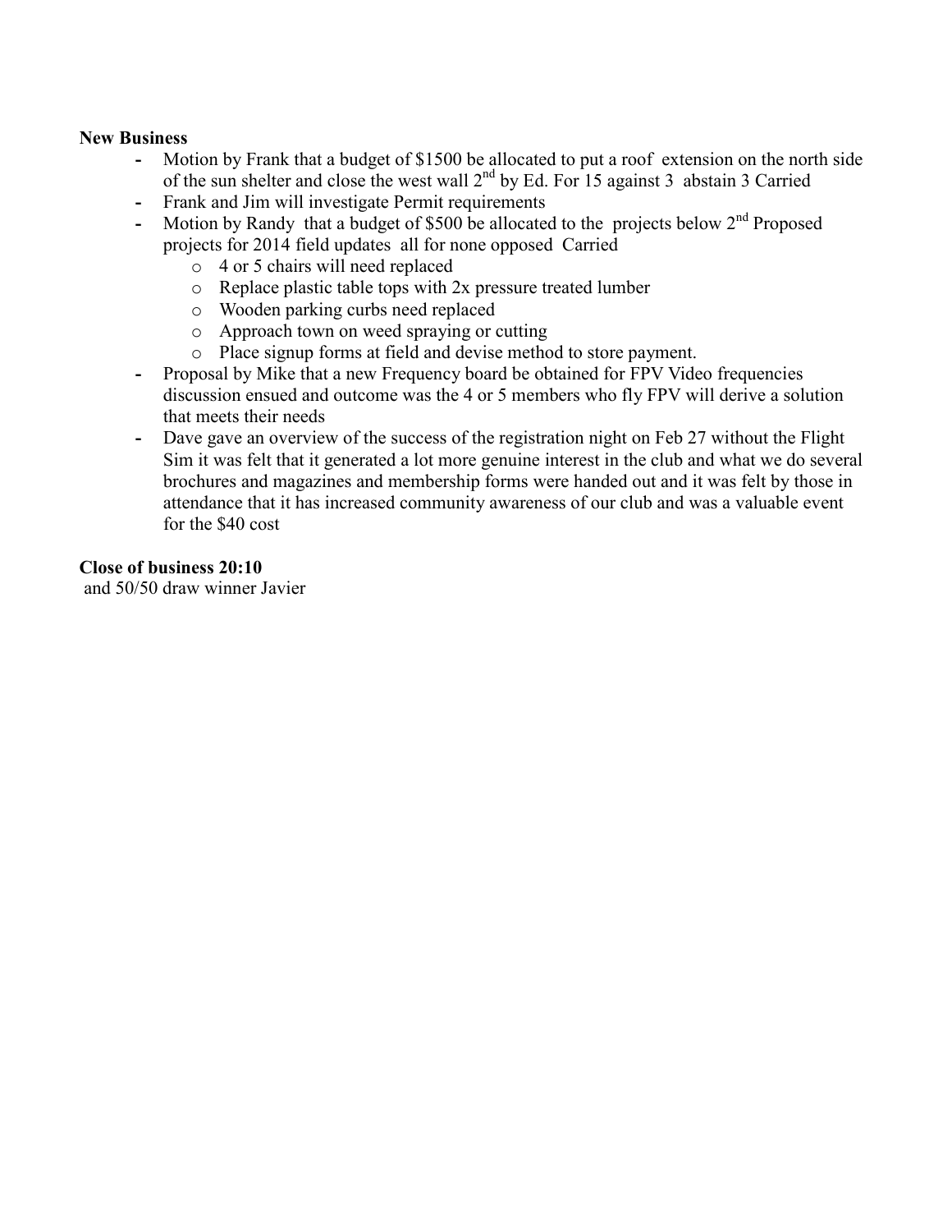**New Business**

- Motion by Frank that a budget of $1500 be allocated to put a roof extension on the north side of the sun shelter and close the west wall 2nd by Ed. For 15 against 3 abstain 3 Carried
- Frank and Jim will investigate Permit requirements
- Motion by Randy that a budget of $500 be allocated to the projects below 2nd Proposed projects for 2014 field updates all for none opposed Carried
    - 4 or 5 chairs will need replaced
    - Replace plastic table tops with 2x pressure treated lumber
    - Wooden parking curbs need replaced
    - Approach town on weed spraying or cutting
    - Place signup forms at field and devise method to store payment.
- Proposal by Mike that a new Frequency board be obtained for FPV Video frequencies discussion ensued and outcome was the 4 or 5 members who fly FPV will derive a solution that meets their needs
- Dave gave an overview of the success of the registration night on Feb 27 without the Flight Sim it was felt that it generated a lot more genuine interest in the club and what we do several brochures and magazines and membership forms were handed out and it was felt by those in attendance that it has increased community awareness of our club and was a valuable event for the $40 cost

**Close of business 20:10**

and 50/50 draw winner Javier